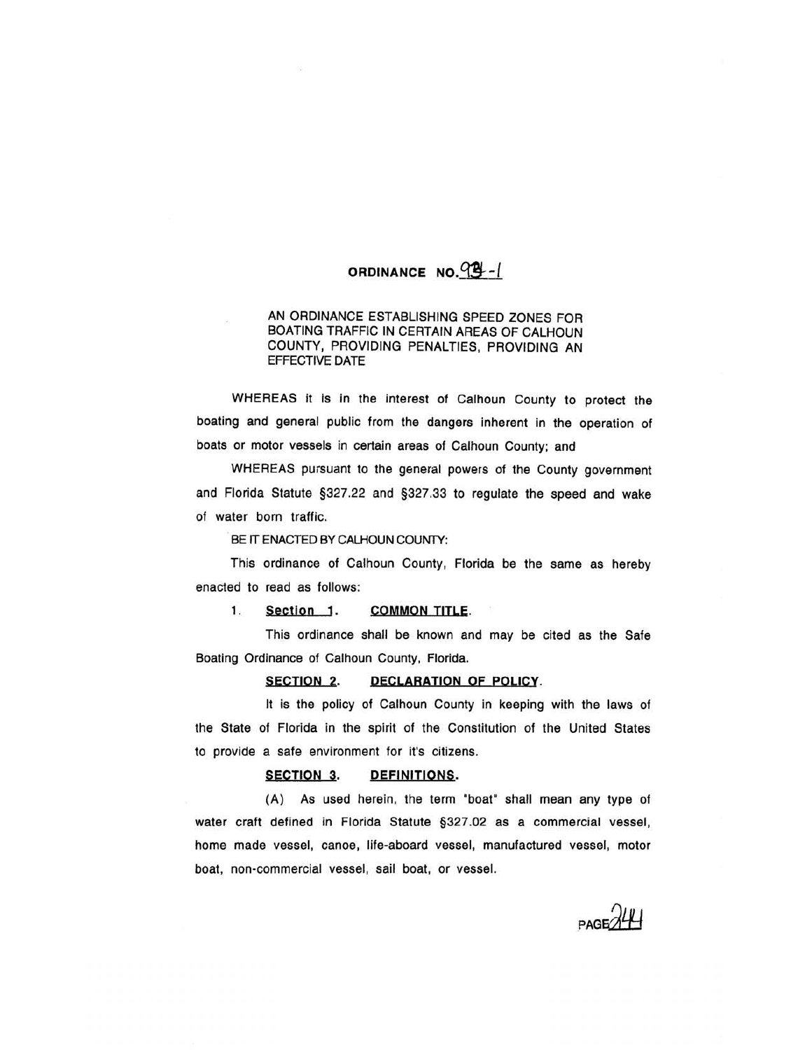# ORDINANCE NO. 93-1

AN ORDINANCE ESTABLISHING SPEED ZONES FOR BOATING TRAFFIC IN CERTAIN AREAS OF CALHOUN COUNTY, PROVIDING PENALTIES, PROVIDING AN EFFECTIVE DATE

WHEREAS it is in the interest of Calhoun County to protect the boating and general public from the dangers inherent in the operation of boats or motor vessels in certain areas of Calhoun County; and

WHEREAS pursuant to the general powers of the County government and Florida Statute §327.22 and §327.33 to regulate the speed and wake of water born traffic.

BE IT ENACTED BY CALHOUN COUNTY:

This ordinance of Calhoun County, Florida be the same as hereby enacted to read as follows:

1. **Section 1. COMMON TITLE.**

This ordinance shall be known and may be cited as the Safe Boating Ordinance of Calhoun County, Florida.

**SECTION 2. DECLARATION OF POLICY.**

It is the policy of Calhoun County in keeping with the laws of the State of Florida in the spirit of the Constitution of the United States to provide a safe environment for it's citizens.

**SECTION 3. DEFINITIONS.**

(A) As used herein, the term "boat" shall mean any type of water craft defined in Florida Statute §327.02 as a commercial vessel, home made vessel, canoe, life-aboard vessel, manufactured vessel, motor boat, non-commercial vessel, sail boat, or vessel.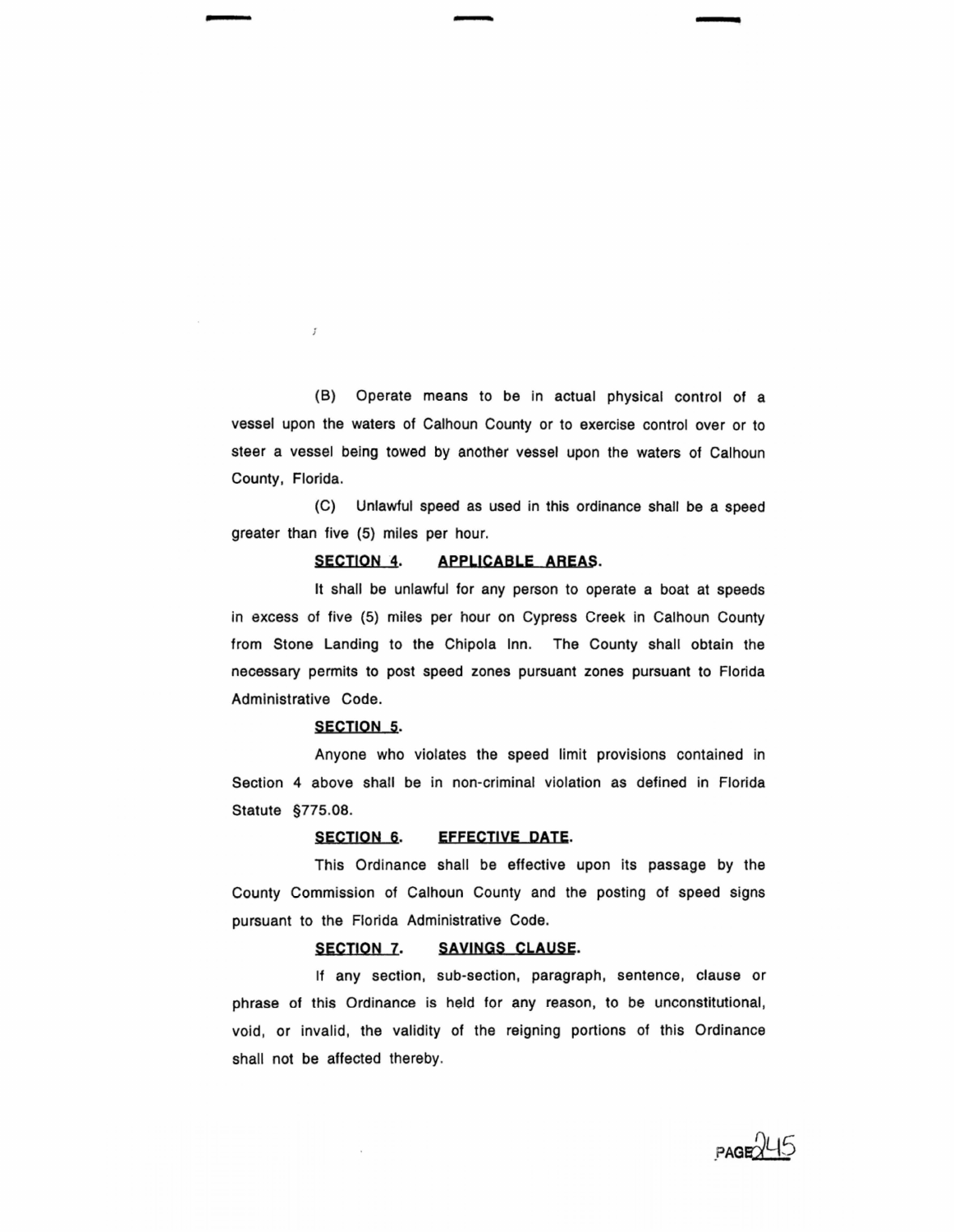(B) Operate means to be in actual physical control of a vessel upon the waters of Calhoun County or to exercise control over or to steer a vessel being towed by another vessel upon the waters of Calhoun County, Florida.

(C) Unlawful speed as used in this ordinance shall be a speed greater than five (5) miles per hour.

**SECTION 4. APPLICABLE AREAS.**

It shall be unlawful for any person to operate a boat at speeds in excess of five (5) miles per hour on Cypress Creek in Calhoun County from Stone Landing to the Chipola Inn. The County shall obtain the necessary permits to post speed zones pursuant zones pursuant to Florida Administrative Code.

**SECTION 5.**

Anyone who violates the speed limit provisions contained in Section 4 above shall be in non-criminal violation as defined in Florida Statute §775.08.

**SECTION 6. EFFECTIVE DATE.**

This Ordinance shall be effective upon its passage by the County Commission of Calhoun County and the posting of speed signs pursuant to the Florida Administrative Code.

**SECTION 7. SAVINGS CLAUSE.**

If any section, sub-section, paragraph, sentence, clause or phrase of this Ordinance is held for any reason, to be unconstitutional, void, or invalid, the validity of the reigning portions of this Ordinance shall not be affected thereby.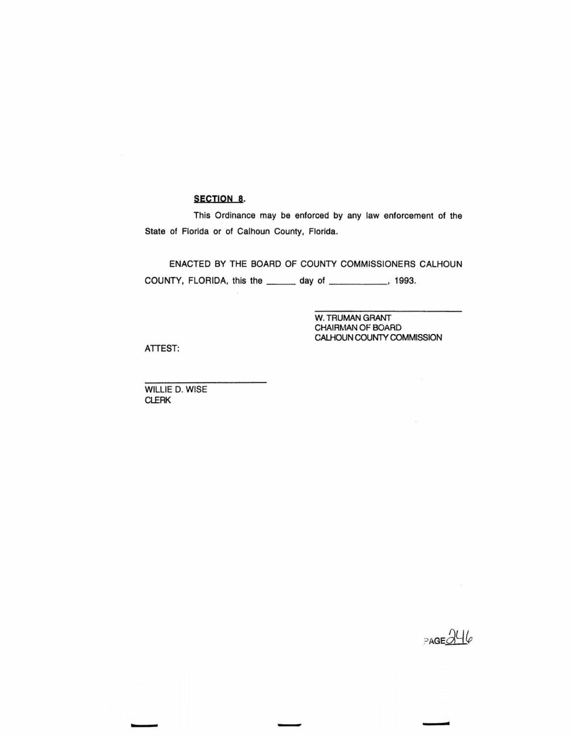**SECTION 8.**

This Ordinance may be enforced by any law enforcement of the State of Florida or of Calhoun County, Florida.

ENACTED BY THE BOARD OF COUNTY COMMISSIONERS CALHOUN COUNTY, FLORIDA, this the ______ day of ____________, 1993.

_____________________________
W. TRUMAN GRANT
CHAIRMAN OF BOARD
CALHOUN COUNTY COMMISSION

ATTEST:

_____________________________
WILLIE D. WISE
CLERK